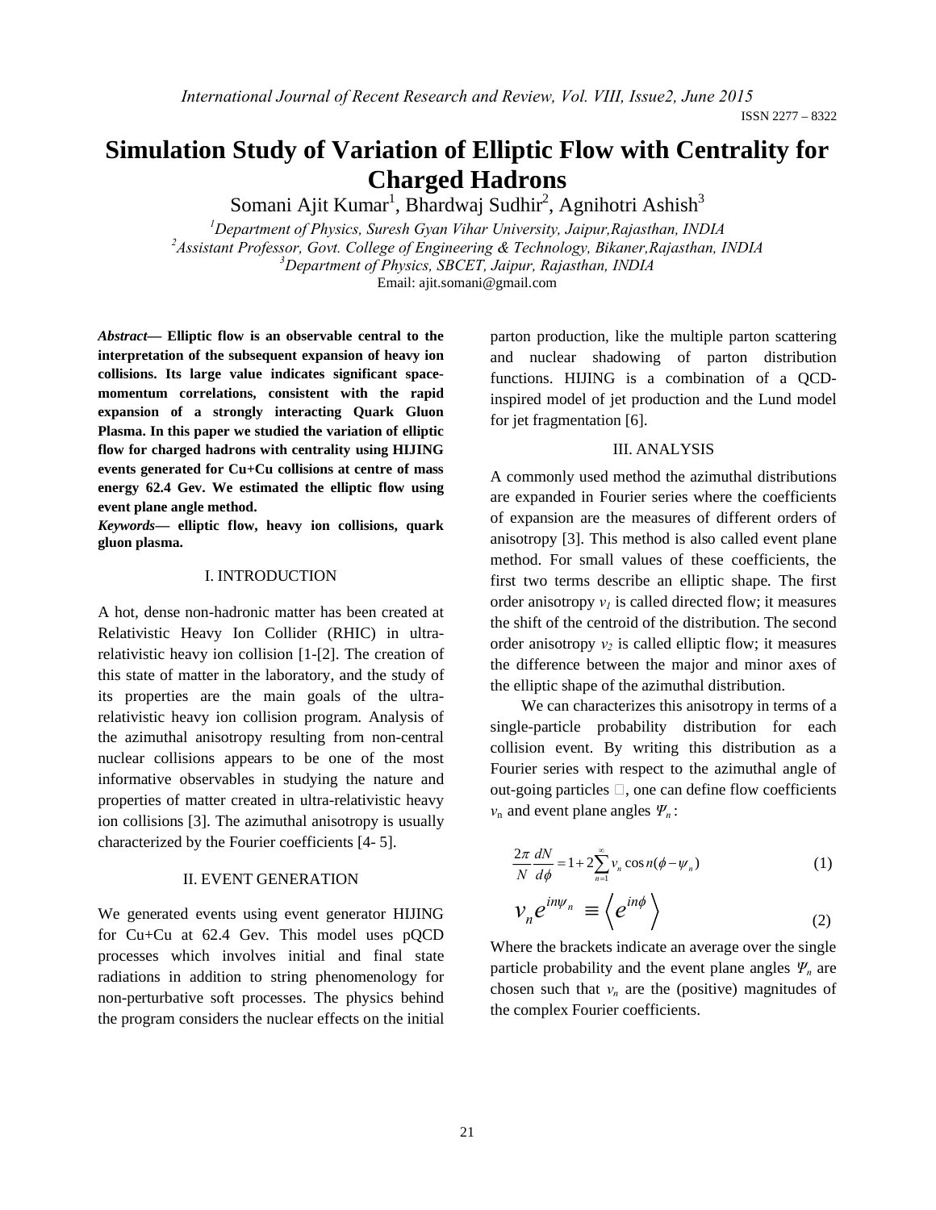# Simulation Study of Variation of Elliptic Flow with Centrality for Charged Hadrons

Somani Ajit Kumar[1], Bhardwaj Sudhir[2], Agnihotri Ashish[3]

[1]*Department of Physics, Suresh Gyan Vihar University, Jaipur,Rajasthan, INDIA*
[2]*Assistant Professor, Govt. College of Engineering & Technology, Bikaner,Rajasthan, INDIA*
[3]*Department of Physics, SBCET, Jaipur, Rajasthan, INDIA*
Email: ajit.somani@gmail.com

***Abstract*— Elliptic flow is an observable central to the interpretation of the subsequent expansion of heavy ion collisions. Its large value indicates significant space-momentum correlations, consistent with the rapid expansion of a strongly interacting Quark Gluon Plasma. In this paper we studied the variation of elliptic flow for charged hadrons with centrality using HIJING events generated for Cu+Cu collisions at centre of mass energy 62.4 Gev. We estimated the elliptic flow using event plane angle method.**

***Keywords*— elliptic flow, heavy ion collisions, quark gluon plasma.**

## I. INTRODUCTION

A hot, dense non-hadronic matter has been created at Relativistic Heavy Ion Collider (RHIC) in ultra-relativistic heavy ion collision [1-[2]. The creation of this state of matter in the laboratory, and the study of its properties are the main goals of the ultra-relativistic heavy ion collision program. Analysis of the azimuthal anisotropy resulting from non-central nuclear collisions appears to be one of the most informative observables in studying the nature and properties of matter created in ultra-relativistic heavy ion collisions [3]. The azimuthal anisotropy is usually characterized by the Fourier coefficients [4- 5].

## II. EVENT GENERATION

We generated events using event generator HIJING for Cu+Cu at 62.4 Gev. This model uses pQCD processes which involves initial and final state radiations in addition to string phenomenology for non-perturbative soft processes. The physics behind the program considers the nuclear effects on the initial parton production, like the multiple parton scattering and nuclear shadowing of parton distribution functions. HIJING is a combination of a QCD-inspired model of jet production and the Lund model for jet fragmentation [6].

## III. ANALYSIS

A commonly used method the azimuthal distributions are expanded in Fourier series where the coefficients of expansion are the measures of different orders of anisotropy [3]. This method is also called event plane method. For small values of these coefficients, the first two terms describe an elliptic shape. The first order anisotropy $v_1$ is called directed flow; it measures the shift of the centroid of the distribution. The second order anisotropy $v_2$ is called elliptic flow; it measures the difference between the major and minor axes of the elliptic shape of the azimuthal distribution.

We can characterizes this anisotropy in terms of a single-particle probability distribution for each collision event. By writing this distribution as a Fourier series with respect to the azimuthal angle of out-going particles $\phi$, one can define flow coefficients $v_n$ and event plane angles $\Psi_n$:

$$\frac{2\pi}{N}\frac{dN}{d\phi} = 1 + 2\sum_{n=1}^{\infty} v_n \cos n(\phi - \psi_n) \quad (1)$$

$$v_n e^{in\psi_n} \equiv \left\langle e^{in\phi} \right\rangle \quad (2)$$

Where the brackets indicate an average over the single particle probability and the event plane angles $\Psi_n$ are chosen such that $v_n$ are the (positive) magnitudes of the complex Fourier coefficients.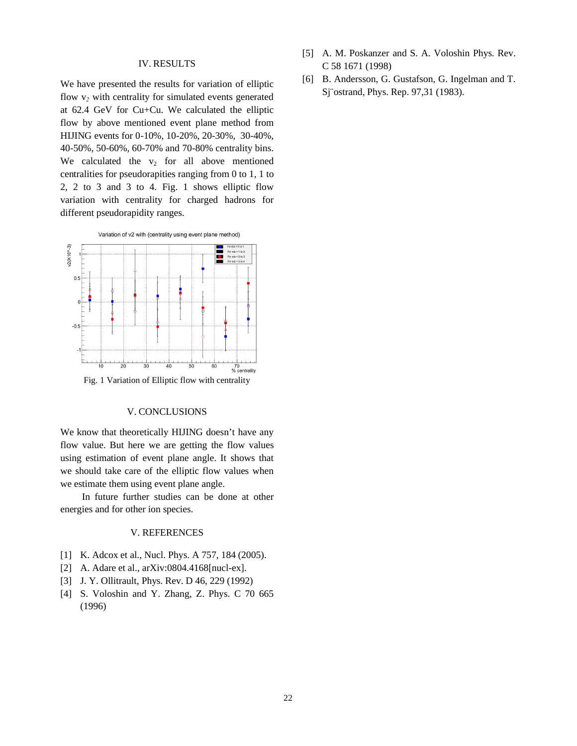## IV. RESULTS

We have presented the results for variation of elliptic flow $v_2$ with centrality for simulated events generated at 62.4 GeV for Cu+Cu. We calculated the elliptic flow by above mentioned event plane method from HIJING events for 0-10%, 10-20%, 20-30%, 30-40%, 40-50%, 50-60%, 60-70% and 70-80% centrality bins. We calculated the $v_2$ for all above mentioned centralities for pseudorapities ranging from 0 to 1, 1 to 2, 2 to 3 and 3 to 4. Fig. 1 shows elliptic flow variation with centrality for charged hadrons for different pseudorapidity ranges.

Variation of v2 with (centrality using event plane method)

v2(X10^-3)

1
0.5
0
-0.5
-1

10 20 30 40 50 60 70
% centrality

For eta = 0 to 1
For eta = 1 to 2
For eta = 2 to 3
For eta = 3 to 4

Fig. 1 Variation of Elliptic flow with centrality

## V. CONCLUSIONS

We know that theoretically HIJING doesn't have any flow value. But here we are getting the flow values using estimation of event plane angle. It shows that we should take care of the elliptic flow values when we estimate them using event plane angle.

In future further studies can be done at other energies and for other ion species.

## V. REFERENCES

[1] K. Adcox et al., Nucl. Phys. A 757, 184 (2005).
[2] A. Adare et al., arXiv:0804.4168[nucl-ex].
[3] J. Y. Ollitrault, Phys. Rev. D 46, 229 (1992)
[4] S. Voloshin and Y. Zhang, Z. Phys. C 70 665 (1996)
[5] A. M. Poskanzer and S. A. Voloshin Phys. Rev. C 58 1671 (1998)
[6] B. Andersson, G. Gustafson, G. Ingelman and T. Sj¨ostrand, Phys. Rep. 97,31 (1983).